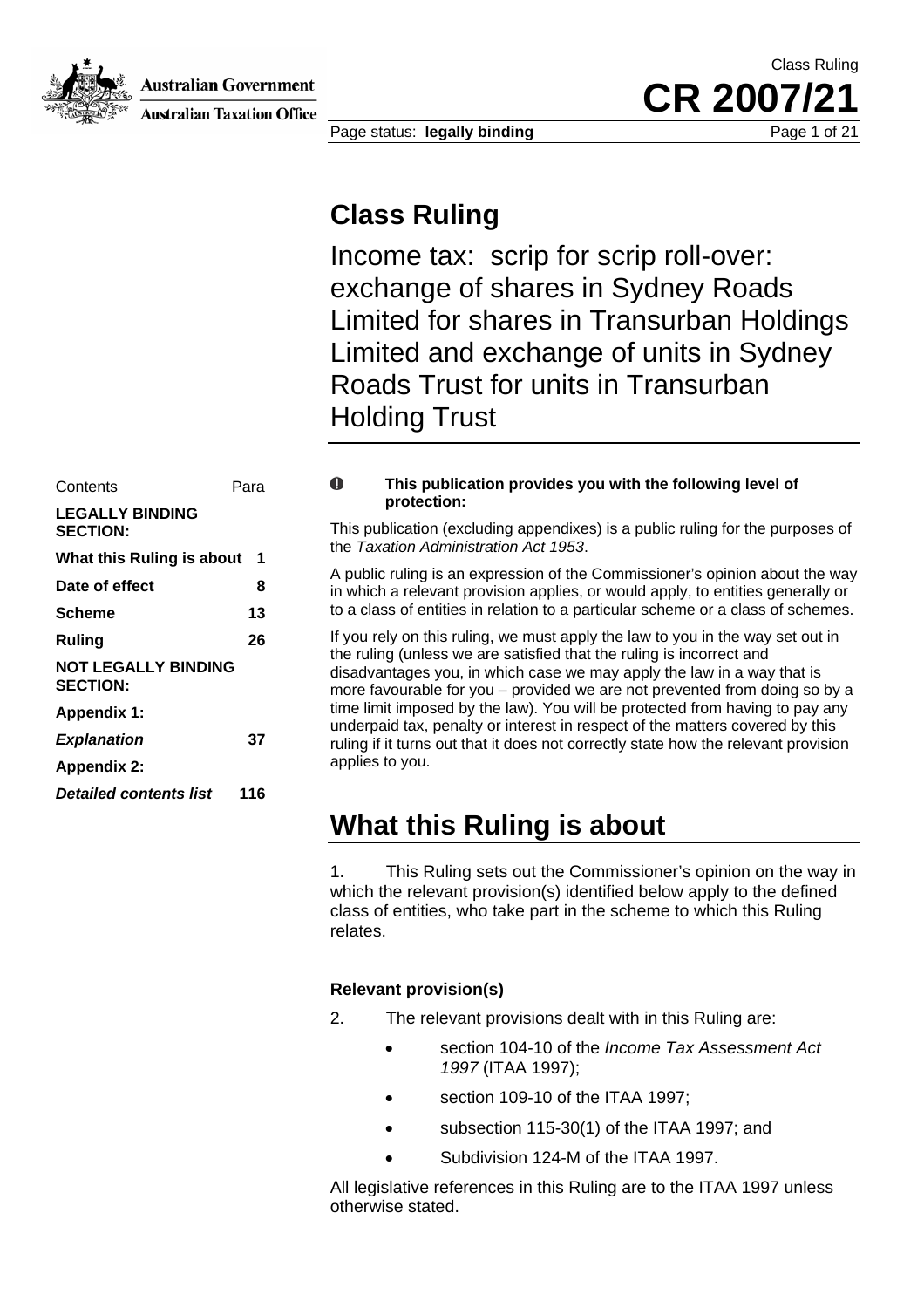# Class Ruling

Income tax: scrip for scrip roll-over: exchange of shares in Sydney Roads Limited for shares in Transurban Holdings Limited and exchange of units in Sydney Roads Trust for units in Transurban Holding Trust

| Contents | Para |
|---|---|
| **LEGALLY BINDING SECTION:** | |
| **What this Ruling is about** | **1** |
| **Date of effect** | **8** |
| **Scheme** | **13** |
| **Ruling** | **26** |
| **NOT LEGALLY BINDING SECTION:** | |
| **Appendix 1:** | |
| ***Explanation*** | **37** |
| **Appendix 2:** | |
| ***Detailed contents list*** | **116** |

**This publication provides you with the following level of protection:**

This publication (excluding appendixes) is a public ruling for the purposes of the *Taxation Administration Act 1953*.

A public ruling is an expression of the Commissioner's opinion about the way in which a relevant provision applies, or would apply, to entities generally or to a class of entities in relation to a particular scheme or a class of schemes.

If you rely on this ruling, we must apply the law to you in the way set out in the ruling (unless we are satisfied that the ruling is incorrect and disadvantages you, in which case we may apply the law in a way that is more favourable for you – provided we are not prevented from doing so by a time limit imposed by the law). You will be protected from having to pay any underpaid tax, penalty or interest in respect of the matters covered by this ruling if it turns out that it does not correctly state how the relevant provision applies to you.

## What this Ruling is about

1. This Ruling sets out the Commissioner's opinion on the way in which the relevant provision(s) identified below apply to the defined class of entities, who take part in the scheme to which this Ruling relates.

### Relevant provision(s)

2. The relevant provisions dealt with in this Ruling are:

- section 104-10 of the *Income Tax Assessment Act 1997* (ITAA 1997);
- section 109-10 of the ITAA 1997;
- subsection 115-30(1) of the ITAA 1997; and
- Subdivision 124-M of the ITAA 1997.

All legislative references in this Ruling are to the ITAA 1997 unless otherwise stated.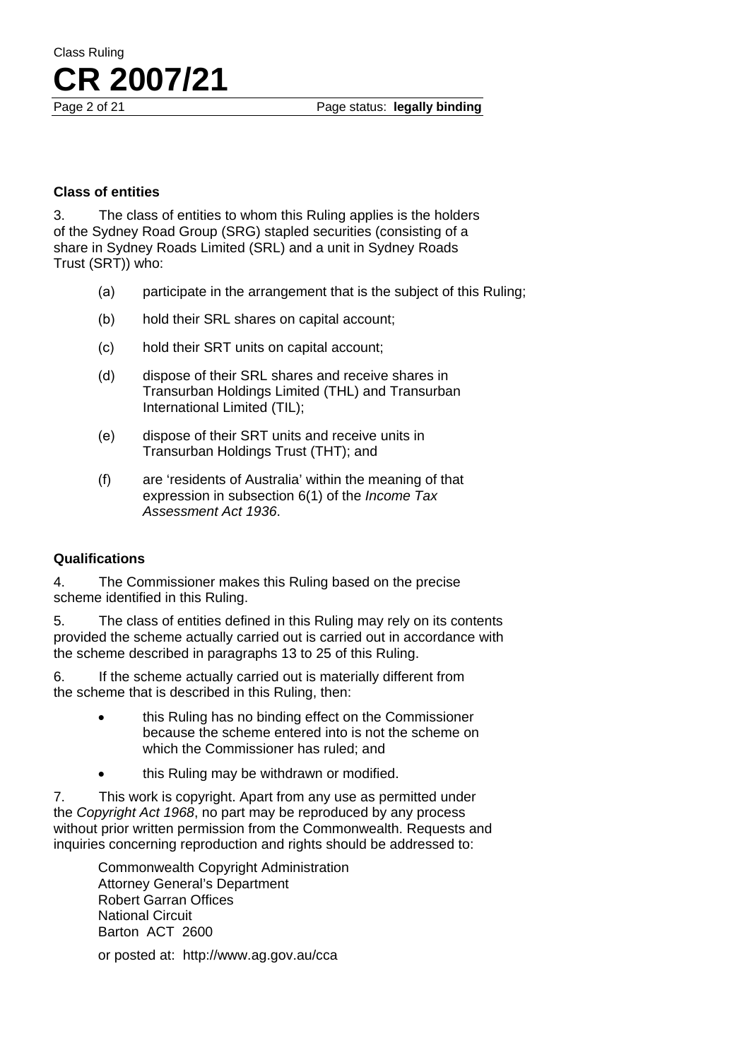### Class of entities

3. The class of entities to whom this Ruling applies is the holders of the Sydney Road Group (SRG) stapled securities (consisting of a share in Sydney Roads Limited (SRL) and a unit in Sydney Roads Trust (SRT)) who:

(a) participate in the arrangement that is the subject of this Ruling;

(b) hold their SRL shares on capital account;

(c) hold their SRT units on capital account;

(d) dispose of their SRL shares and receive shares in Transurban Holdings Limited (THL) and Transurban International Limited (TIL);

(e) dispose of their SRT units and receive units in Transurban Holdings Trust (THT); and

(f) are 'residents of Australia' within the meaning of that expression in subsection 6(1) of the *Income Tax Assessment Act 1936*.

### Qualifications

4. The Commissioner makes this Ruling based on the precise scheme identified in this Ruling.

5. The class of entities defined in this Ruling may rely on its contents provided the scheme actually carried out is carried out in accordance with the scheme described in paragraphs 13 to 25 of this Ruling.

6. If the scheme actually carried out is materially different from the scheme that is described in this Ruling, then:

- this Ruling has no binding effect on the Commissioner because the scheme entered into is not the scheme on which the Commissioner has ruled; and
- this Ruling may be withdrawn or modified.

7. This work is copyright. Apart from any use as permitted under the *Copyright Act 1968*, no part may be reproduced by any process without prior written permission from the Commonwealth. Requests and inquiries concerning reproduction and rights should be addressed to:

Commonwealth Copyright Administration
Attorney General's Department
Robert Garran Offices
National Circuit
Barton ACT 2600

or posted at: http://www.ag.gov.au/cca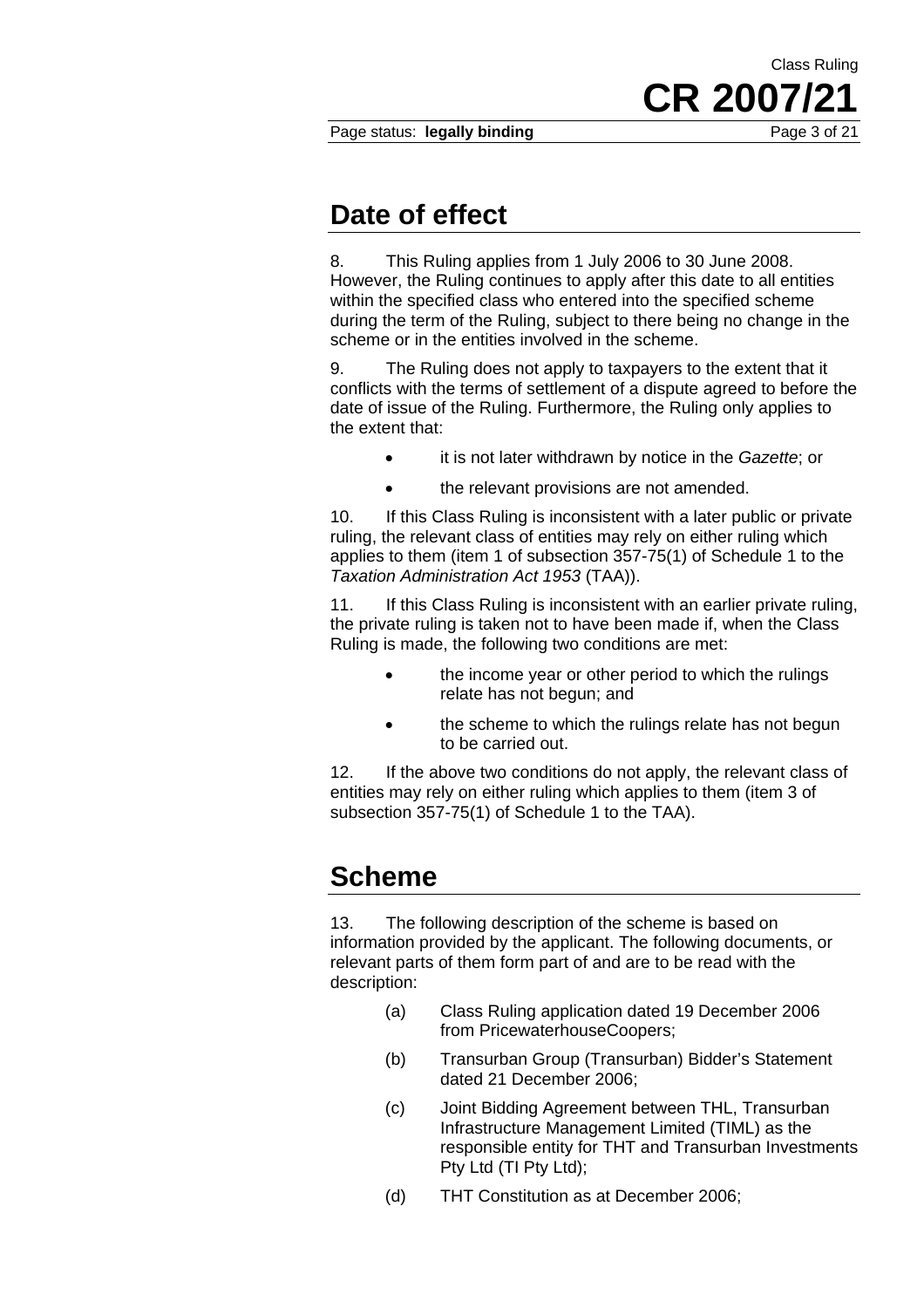## Date of effect

8. This Ruling applies from 1 July 2006 to 30 June 2008. However, the Ruling continues to apply after this date to all entities within the specified class who entered into the specified scheme during the term of the Ruling, subject to there being no change in the scheme or in the entities involved in the scheme.

9. The Ruling does not apply to taxpayers to the extent that it conflicts with the terms of settlement of a dispute agreed to before the date of issue of the Ruling. Furthermore, the Ruling only applies to the extent that:

- it is not later withdrawn by notice in the *Gazette*; or
- the relevant provisions are not amended.

10. If this Class Ruling is inconsistent with a later public or private ruling, the relevant class of entities may rely on either ruling which applies to them (item 1 of subsection 357-75(1) of Schedule 1 to the *Taxation Administration Act 1953* (TAA)).

11. If this Class Ruling is inconsistent with an earlier private ruling, the private ruling is taken not to have been made if, when the Class Ruling is made, the following two conditions are met:

- the income year or other period to which the rulings relate has not begun; and
- the scheme to which the rulings relate has not begun to be carried out.

12. If the above two conditions do not apply, the relevant class of entities may rely on either ruling which applies to them (item 3 of subsection 357-75(1) of Schedule 1 to the TAA).

## Scheme

13. The following description of the scheme is based on information provided by the applicant. The following documents, or relevant parts of them form part of and are to be read with the description:

(a) Class Ruling application dated 19 December 2006 from PricewaterhouseCoopers;

(b) Transurban Group (Transurban) Bidder's Statement dated 21 December 2006;

(c) Joint Bidding Agreement between THL, Transurban Infrastructure Management Limited (TIML) as the responsible entity for THT and Transurban Investments Pty Ltd (TI Pty Ltd);

(d) THT Constitution as at December 2006;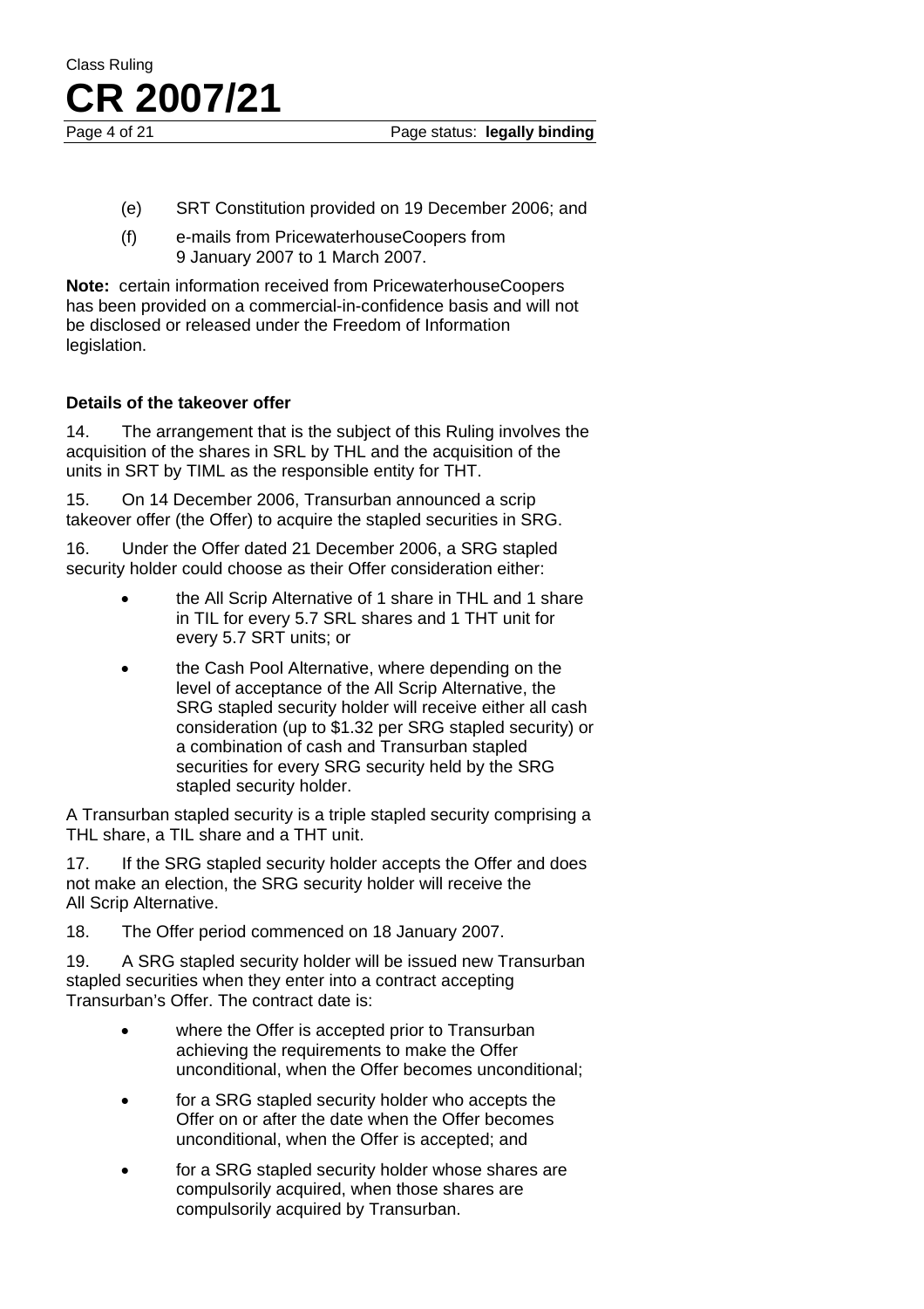(e) SRT Constitution provided on 19 December 2006; and

(f) e-mails from PricewaterhouseCoopers from 9 January 2007 to 1 March 2007.

**Note:** certain information received from PricewaterhouseCoopers has been provided on a commercial-in-confidence basis and will not be disclosed or released under the Freedom of Information legislation.

**Details of the takeover offer**

14. The arrangement that is the subject of this Ruling involves the acquisition of the shares in SRL by THL and the acquisition of the units in SRT by TIML as the responsible entity for THT.

15. On 14 December 2006, Transurban announced a scrip takeover offer (the Offer) to acquire the stapled securities in SRG.

16. Under the Offer dated 21 December 2006, a SRG stapled security holder could choose as their Offer consideration either:

- the All Scrip Alternative of 1 share in THL and 1 share in TIL for every 5.7 SRL shares and 1 THT unit for every 5.7 SRT units; or
- the Cash Pool Alternative, where depending on the level of acceptance of the All Scrip Alternative, the SRG stapled security holder will receive either all cash consideration (up to $1.32 per SRG stapled security) or a combination of cash and Transurban stapled securities for every SRG security held by the SRG stapled security holder.

A Transurban stapled security is a triple stapled security comprising a THL share, a TIL share and a THT unit.

17. If the SRG stapled security holder accepts the Offer and does not make an election, the SRG security holder will receive the All Scrip Alternative.

18. The Offer period commenced on 18 January 2007.

19. A SRG stapled security holder will be issued new Transurban stapled securities when they enter into a contract accepting Transurban's Offer. The contract date is:

- where the Offer is accepted prior to Transurban achieving the requirements to make the Offer unconditional, when the Offer becomes unconditional;
- for a SRG stapled security holder who accepts the Offer on or after the date when the Offer becomes unconditional, when the Offer is accepted; and
- for a SRG stapled security holder whose shares are compulsorily acquired, when those shares are compulsorily acquired by Transurban.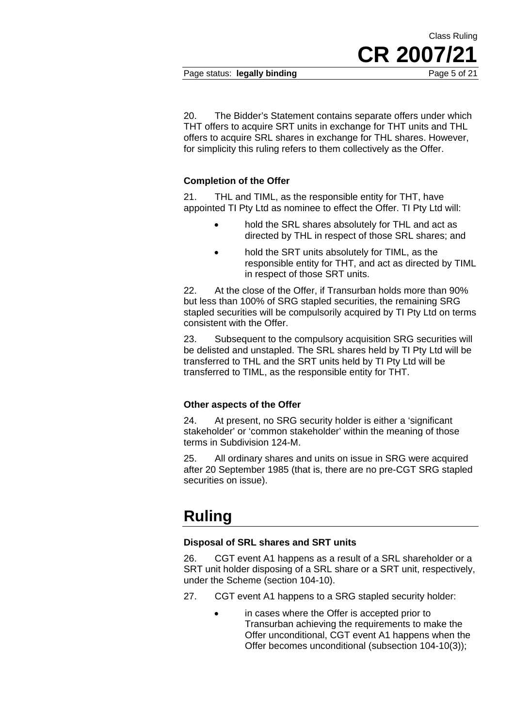20. The Bidder's Statement contains separate offers under which THT offers to acquire SRT units in exchange for THT units and THL offers to acquire SRL shares in exchange for THL shares. However, for simplicity this ruling refers to them collectively as the Offer.

### Completion of the Offer

21. THL and TIML, as the responsible entity for THT, have appointed TI Pty Ltd as nominee to effect the Offer. TI Pty Ltd will:

- hold the SRL shares absolutely for THL and act as directed by THL in respect of those SRL shares; and
- hold the SRT units absolutely for TIML, as the responsible entity for THT, and act as directed by TIML in respect of those SRT units.

22. At the close of the Offer, if Transurban holds more than 90% but less than 100% of SRG stapled securities, the remaining SRG stapled securities will be compulsorily acquired by TI Pty Ltd on terms consistent with the Offer.

23. Subsequent to the compulsory acquisition SRG securities will be delisted and unstapled. The SRL shares held by TI Pty Ltd will be transferred to THL and the SRT units held by TI Pty Ltd will be transferred to TIML, as the responsible entity for THT.

### Other aspects of the Offer

24. At present, no SRG security holder is either a 'significant stakeholder' or 'common stakeholder' within the meaning of those terms in Subdivision 124-M.

25. All ordinary shares and units on issue in SRG were acquired after 20 September 1985 (that is, there are no pre-CGT SRG stapled securities on issue).

# Ruling

### Disposal of SRL shares and SRT units

26. CGT event A1 happens as a result of a SRL shareholder or a SRT unit holder disposing of a SRL share or a SRT unit, respectively, under the Scheme (section 104-10).

27. CGT event A1 happens to a SRG stapled security holder:

- in cases where the Offer is accepted prior to Transurban achieving the requirements to make the Offer unconditional, CGT event A1 happens when the Offer becomes unconditional (subsection 104-10(3));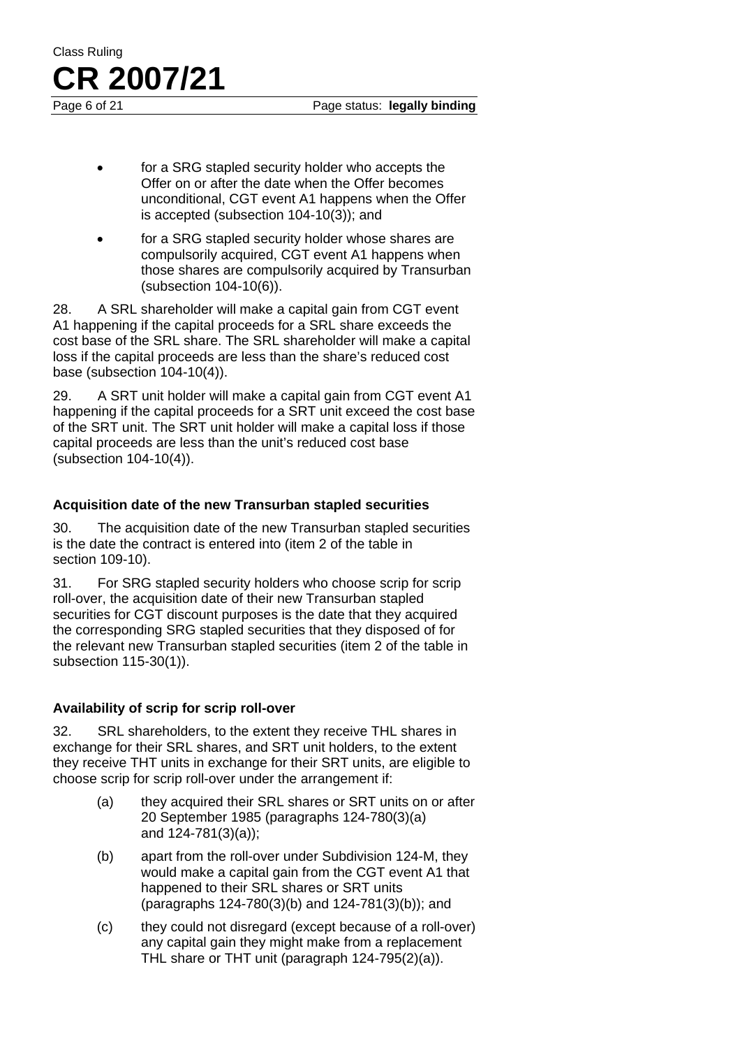- for a SRG stapled security holder who accepts the Offer on or after the date when the Offer becomes unconditional, CGT event A1 happens when the Offer is accepted (subsection 104-10(3)); and
- for a SRG stapled security holder whose shares are compulsorily acquired, CGT event A1 happens when those shares are compulsorily acquired by Transurban (subsection 104-10(6)).

28. A SRL shareholder will make a capital gain from CGT event A1 happening if the capital proceeds for a SRL share exceeds the cost base of the SRL share. The SRL shareholder will make a capital loss if the capital proceeds are less than the share's reduced cost base (subsection 104-10(4)).

29. A SRT unit holder will make a capital gain from CGT event A1 happening if the capital proceeds for a SRT unit exceed the cost base of the SRT unit. The SRT unit holder will make a capital loss if those capital proceeds are less than the unit's reduced cost base (subsection 104-10(4)).

### Acquisition date of the new Transurban stapled securities

30. The acquisition date of the new Transurban stapled securities is the date the contract is entered into (item 2 of the table in section 109-10).

31. For SRG stapled security holders who choose scrip for scrip roll-over, the acquisition date of their new Transurban stapled securities for CGT discount purposes is the date that they acquired the corresponding SRG stapled securities that they disposed of for the relevant new Transurban stapled securities (item 2 of the table in subsection 115-30(1)).

### Availability of scrip for scrip roll-over

32. SRL shareholders, to the extent they receive THL shares in exchange for their SRL shares, and SRT unit holders, to the extent they receive THT units in exchange for their SRT units, are eligible to choose scrip for scrip roll-over under the arrangement if:

(a) they acquired their SRL shares or SRT units on or after 20 September 1985 (paragraphs 124-780(3)(a) and 124-781(3)(a));

(b) apart from the roll-over under Subdivision 124-M, they would make a capital gain from the CGT event A1 that happened to their SRL shares or SRT units (paragraphs 124-780(3)(b) and 124-781(3)(b)); and

(c) they could not disregard (except because of a roll-over) any capital gain they might make from a replacement THL share or THT unit (paragraph 124-795(2)(a)).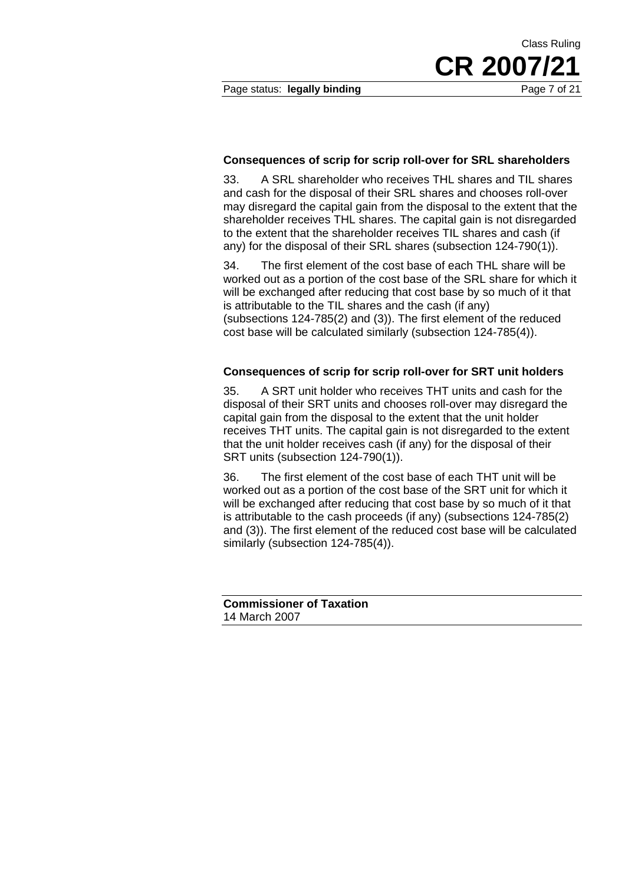### Consequences of scrip for scrip roll-over for SRL shareholders

33. A SRL shareholder who receives THL shares and TIL shares and cash for the disposal of their SRL shares and chooses roll-over may disregard the capital gain from the disposal to the extent that the shareholder receives THL shares. The capital gain is not disregarded to the extent that the shareholder receives TIL shares and cash (if any) for the disposal of their SRL shares (subsection 124-790(1)).

34. The first element of the cost base of each THL share will be worked out as a portion of the cost base of the SRL share for which it will be exchanged after reducing that cost base by so much of it that is attributable to the TIL shares and the cash (if any) (subsections 124-785(2) and (3)). The first element of the reduced cost base will be calculated similarly (subsection 124-785(4)).

### Consequences of scrip for scrip roll-over for SRT unit holders

35. A SRT unit holder who receives THT units and cash for the disposal of their SRT units and chooses roll-over may disregard the capital gain from the disposal to the extent that the unit holder receives THT units. The capital gain is not disregarded to the extent that the unit holder receives cash (if any) for the disposal of their SRT units (subsection 124-790(1)).

36. The first element of the cost base of each THT unit will be worked out as a portion of the cost base of the SRT unit for which it will be exchanged after reducing that cost base by so much of it that is attributable to the cash proceeds (if any) (subsections 124-785(2) and (3)). The first element of the reduced cost base will be calculated similarly (subsection 124-785(4)).

**Commissioner of Taxation**
14 March 2007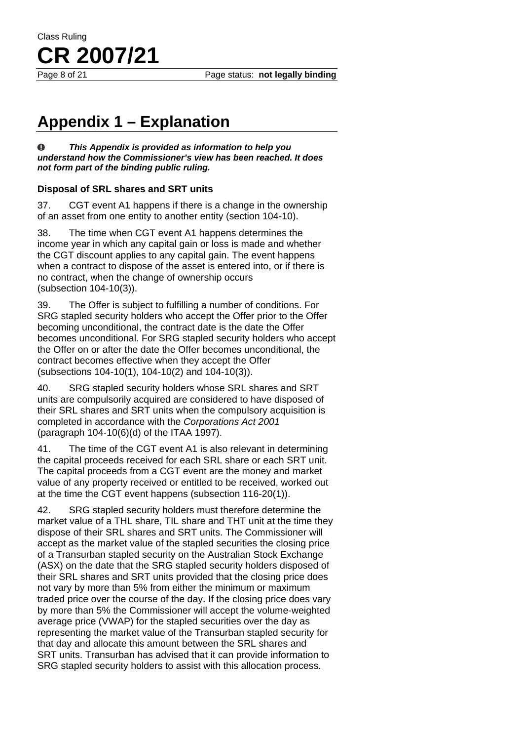# Appendix 1 – Explanation

***This Appendix is provided as information to help you understand how the Commissioner's view has been reached. It does not form part of the binding public ruling.***

### Disposal of SRL shares and SRT units

37. CGT event A1 happens if there is a change in the ownership of an asset from one entity to another entity (section 104-10).

38. The time when CGT event A1 happens determines the income year in which any capital gain or loss is made and whether the CGT discount applies to any capital gain. The event happens when a contract to dispose of the asset is entered into, or if there is no contract, when the change of ownership occurs (subsection 104-10(3)).

39. The Offer is subject to fulfilling a number of conditions. For SRG stapled security holders who accept the Offer prior to the Offer becoming unconditional, the contract date is the date the Offer becomes unconditional. For SRG stapled security holders who accept the Offer on or after the date the Offer becomes unconditional, the contract becomes effective when they accept the Offer (subsections 104-10(1), 104-10(2) and 104-10(3)).

40. SRG stapled security holders whose SRL shares and SRT units are compulsorily acquired are considered to have disposed of their SRL shares and SRT units when the compulsory acquisition is completed in accordance with the *Corporations Act 2001* (paragraph 104-10(6)(d) of the ITAA 1997).

41. The time of the CGT event A1 is also relevant in determining the capital proceeds received for each SRL share or each SRT unit. The capital proceeds from a CGT event are the money and market value of any property received or entitled to be received, worked out at the time the CGT event happens (subsection 116-20(1)).

42. SRG stapled security holders must therefore determine the market value of a THL share, TIL share and THT unit at the time they dispose of their SRL shares and SRT units. The Commissioner will accept as the market value of the stapled securities the closing price of a Transurban stapled security on the Australian Stock Exchange (ASX) on the date that the SRG stapled security holders disposed of their SRL shares and SRT units provided that the closing price does not vary by more than 5% from either the minimum or maximum traded price over the course of the day. If the closing price does vary by more than 5% the Commissioner will accept the volume-weighted average price (VWAP) for the stapled securities over the day as representing the market value of the Transurban stapled security for that day and allocate this amount between the SRL shares and SRT units. Transurban has advised that it can provide information to SRG stapled security holders to assist with this allocation process.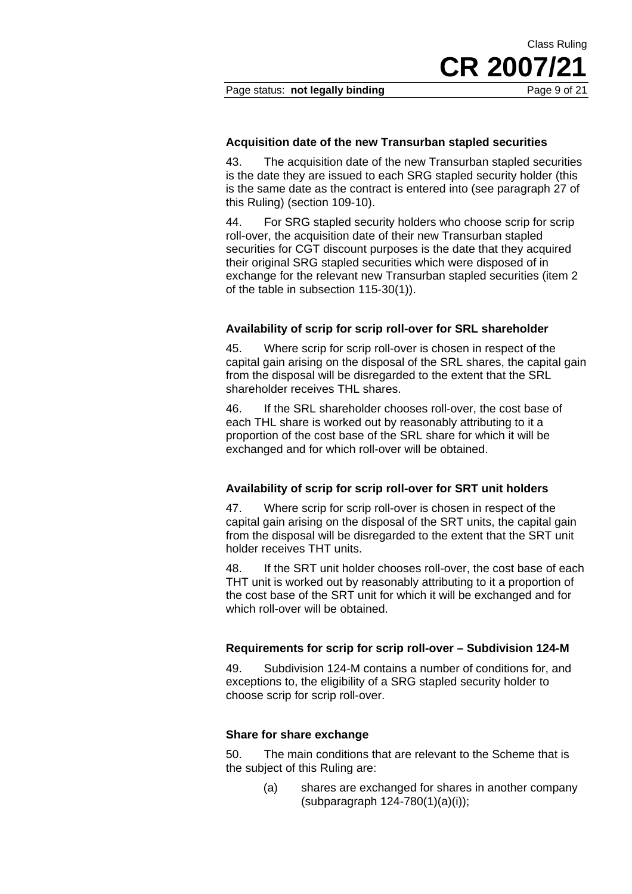### Acquisition date of the new Transurban stapled securities

43. The acquisition date of the new Transurban stapled securities is the date they are issued to each SRG stapled security holder (this is the same date as the contract is entered into (see paragraph 27 of this Ruling) (section 109-10).

44. For SRG stapled security holders who choose scrip for scrip roll-over, the acquisition date of their new Transurban stapled securities for CGT discount purposes is the date that they acquired their original SRG stapled securities which were disposed of in exchange for the relevant new Transurban stapled securities (item 2 of the table in subsection 115-30(1)).

### Availability of scrip for scrip roll-over for SRL shareholder

45. Where scrip for scrip roll-over is chosen in respect of the capital gain arising on the disposal of the SRL shares, the capital gain from the disposal will be disregarded to the extent that the SRL shareholder receives THL shares.

46. If the SRL shareholder chooses roll-over, the cost base of each THL share is worked out by reasonably attributing to it a proportion of the cost base of the SRL share for which it will be exchanged and for which roll-over will be obtained.

### Availability of scrip for scrip roll-over for SRT unit holders

47. Where scrip for scrip roll-over is chosen in respect of the capital gain arising on the disposal of the SRT units, the capital gain from the disposal will be disregarded to the extent that the SRT unit holder receives THT units.

48. If the SRT unit holder chooses roll-over, the cost base of each THT unit is worked out by reasonably attributing to it a proportion of the cost base of the SRT unit for which it will be exchanged and for which roll-over will be obtained.

### Requirements for scrip for scrip roll-over – Subdivision 124-M

49. Subdivision 124-M contains a number of conditions for, and exceptions to, the eligibility of a SRG stapled security holder to choose scrip for scrip roll-over.

### Share for share exchange

50. The main conditions that are relevant to the Scheme that is the subject of this Ruling are:

- (a) shares are exchanged for shares in another company (subparagraph 124-780(1)(a)(i));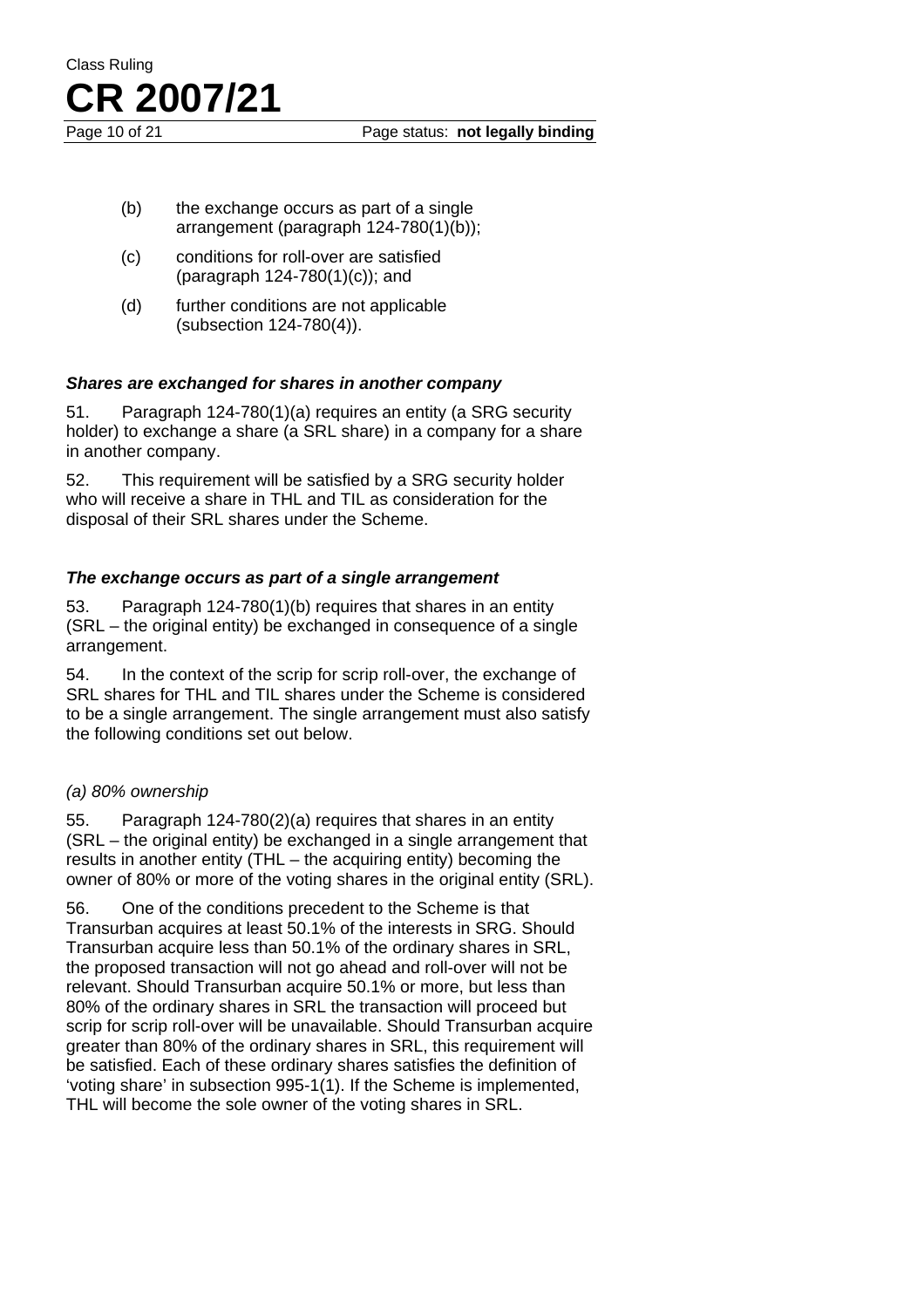(b) the exchange occurs as part of a single arrangement (paragraph 124-780(1)(b));

(c) conditions for roll-over are satisfied (paragraph 124-780(1)(c)); and

(d) further conditions are not applicable (subsection 124-780(4)).

### *Shares are exchanged for shares in another company*

51. Paragraph 124-780(1)(a) requires an entity (a SRG security holder) to exchange a share (a SRL share) in a company for a share in another company.

52. This requirement will be satisfied by a SRG security holder who will receive a share in THL and TIL as consideration for the disposal of their SRL shares under the Scheme.

### *The exchange occurs as part of a single arrangement*

53. Paragraph 124-780(1)(b) requires that shares in an entity (SRL – the original entity) be exchanged in consequence of a single arrangement.

54. In the context of the scrip for scrip roll-over, the exchange of SRL shares for THL and TIL shares under the Scheme is considered to be a single arrangement. The single arrangement must also satisfy the following conditions set out below.

*(a) 80% ownership*

55. Paragraph 124-780(2)(a) requires that shares in an entity (SRL – the original entity) be exchanged in a single arrangement that results in another entity (THL – the acquiring entity) becoming the owner of 80% or more of the voting shares in the original entity (SRL).

56. One of the conditions precedent to the Scheme is that Transurban acquires at least 50.1% of the interests in SRG. Should Transurban acquire less than 50.1% of the ordinary shares in SRL, the proposed transaction will not go ahead and roll-over will not be relevant. Should Transurban acquire 50.1% or more, but less than 80% of the ordinary shares in SRL the transaction will proceed but scrip for scrip roll-over will be unavailable. Should Transurban acquire greater than 80% of the ordinary shares in SRL, this requirement will be satisfied. Each of these ordinary shares satisfies the definition of 'voting share' in subsection 995-1(1). If the Scheme is implemented, THL will become the sole owner of the voting shares in SRL.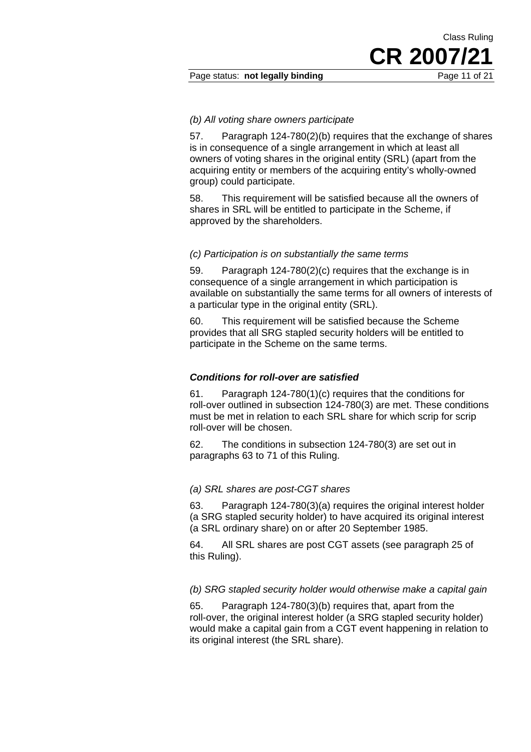*(b) All voting share owners participate*

57. Paragraph 124-780(2)(b) requires that the exchange of shares is in consequence of a single arrangement in which at least all owners of voting shares in the original entity (SRL) (apart from the acquiring entity or members of the acquiring entity's wholly-owned group) could participate.

58. This requirement will be satisfied because all the owners of shares in SRL will be entitled to participate in the Scheme, if approved by the shareholders.

*(c) Participation is on substantially the same terms*

59. Paragraph 124-780(2)(c) requires that the exchange is in consequence of a single arrangement in which participation is available on substantially the same terms for all owners of interests of a particular type in the original entity (SRL).

60. This requirement will be satisfied because the Scheme provides that all SRG stapled security holders will be entitled to participate in the Scheme on the same terms.

***Conditions for roll-over are satisfied***

61. Paragraph 124-780(1)(c) requires that the conditions for roll-over outlined in subsection 124-780(3) are met. These conditions must be met in relation to each SRL share for which scrip for scrip roll-over will be chosen.

62. The conditions in subsection 124-780(3) are set out in paragraphs 63 to 71 of this Ruling.

*(a) SRL shares are post-CGT shares*

63. Paragraph 124-780(3)(a) requires the original interest holder (a SRG stapled security holder) to have acquired its original interest (a SRL ordinary share) on or after 20 September 1985.

64. All SRL shares are post CGT assets (see paragraph 25 of this Ruling).

*(b) SRG stapled security holder would otherwise make a capital gain*

65. Paragraph 124-780(3)(b) requires that, apart from the roll-over, the original interest holder (a SRG stapled security holder) would make a capital gain from a CGT event happening in relation to its original interest (the SRL share).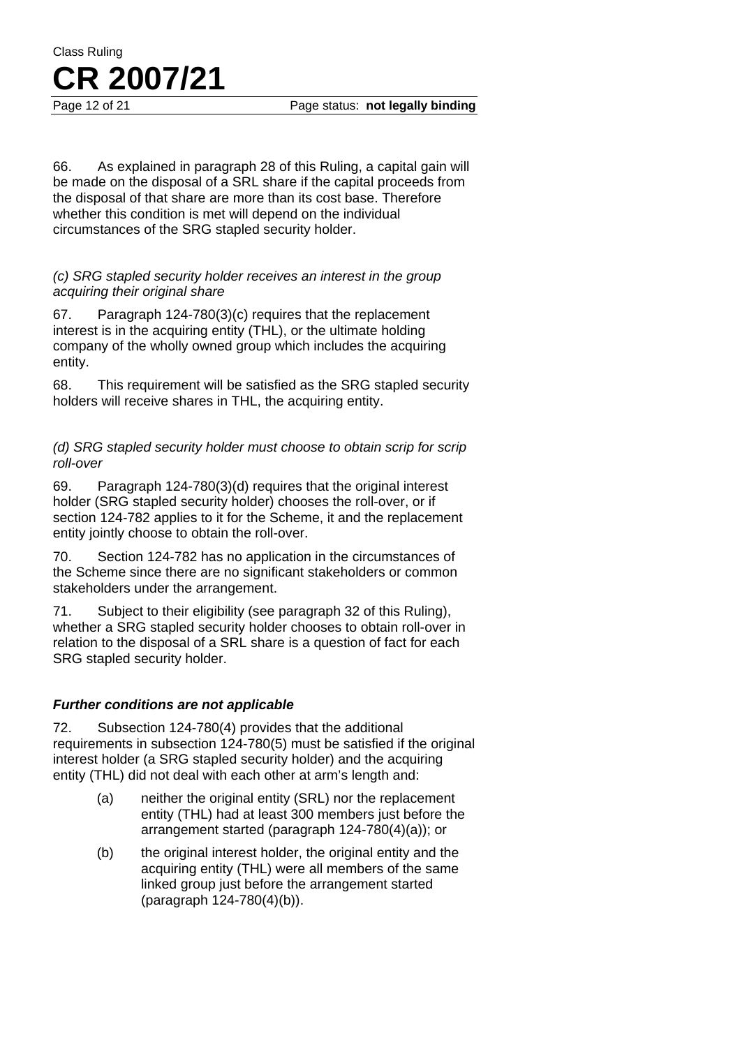66. As explained in paragraph 28 of this Ruling, a capital gain will be made on the disposal of a SRL share if the capital proceeds from the disposal of that share are more than its cost base. Therefore whether this condition is met will depend on the individual circumstances of the SRG stapled security holder.

*(c) SRG stapled security holder receives an interest in the group acquiring their original share*

67. Paragraph 124-780(3)(c) requires that the replacement interest is in the acquiring entity (THL), or the ultimate holding company of the wholly owned group which includes the acquiring entity.

68. This requirement will be satisfied as the SRG stapled security holders will receive shares in THL, the acquiring entity.

*(d) SRG stapled security holder must choose to obtain scrip for scrip roll-over*

69. Paragraph 124-780(3)(d) requires that the original interest holder (SRG stapled security holder) chooses the roll-over, or if section 124-782 applies to it for the Scheme, it and the replacement entity jointly choose to obtain the roll-over.

70. Section 124-782 has no application in the circumstances of the Scheme since there are no significant stakeholders or common stakeholders under the arrangement.

71. Subject to their eligibility (see paragraph 32 of this Ruling), whether a SRG stapled security holder chooses to obtain roll-over in relation to the disposal of a SRL share is a question of fact for each SRG stapled security holder.

***Further conditions are not applicable***

72. Subsection 124-780(4) provides that the additional requirements in subsection 124-780(5) must be satisfied if the original interest holder (a SRG stapled security holder) and the acquiring entity (THL) did not deal with each other at arm's length and:

- (a) neither the original entity (SRL) nor the replacement entity (THL) had at least 300 members just before the arrangement started (paragraph 124-780(4)(a)); or
- (b) the original interest holder, the original entity and the acquiring entity (THL) were all members of the same linked group just before the arrangement started (paragraph 124-780(4)(b)).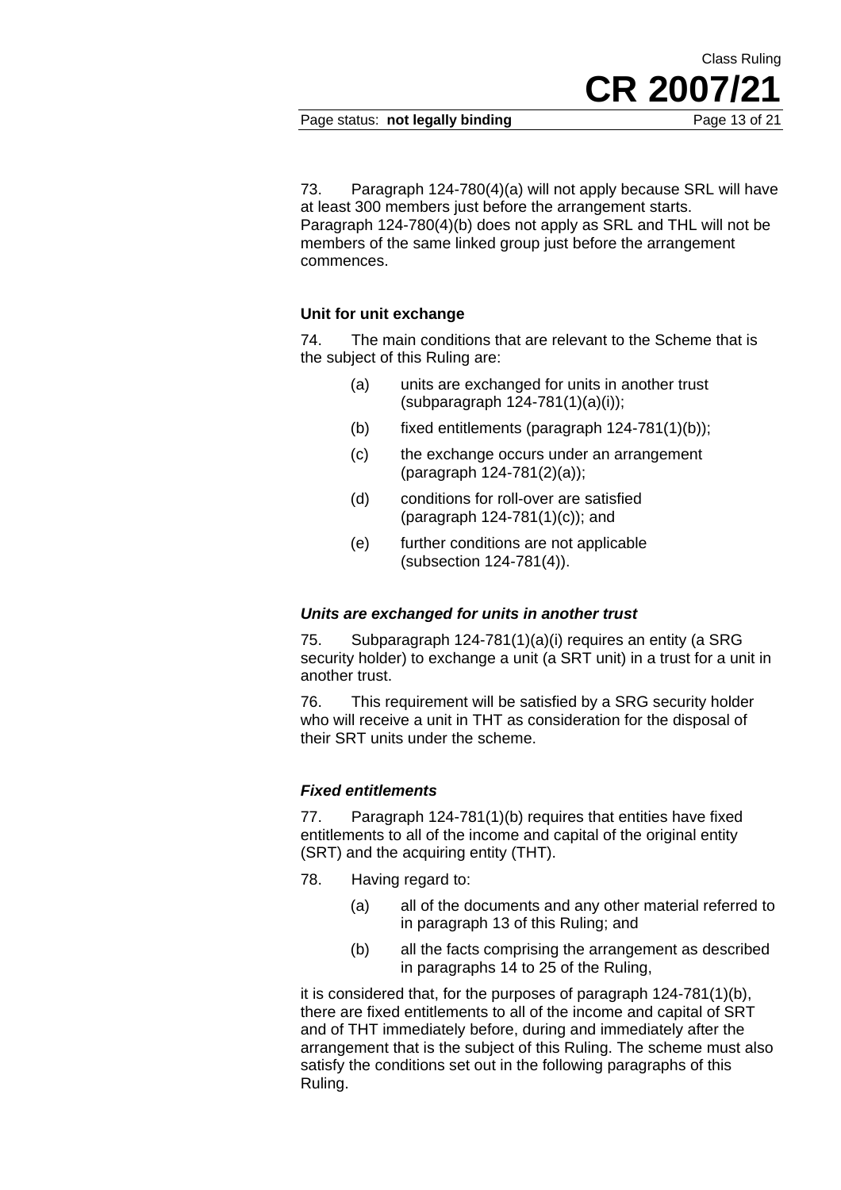73. Paragraph 124-780(4)(a) will not apply because SRL will have at least 300 members just before the arrangement starts. Paragraph 124-780(4)(b) does not apply as SRL and THL will not be members of the same linked group just before the arrangement commences.

### Unit for unit exchange

74. The main conditions that are relevant to the Scheme that is the subject of this Ruling are:

(a) units are exchanged for units in another trust (subparagraph 124-781(1)(a)(i));

(b) fixed entitlements (paragraph 124-781(1)(b));

(c) the exchange occurs under an arrangement (paragraph 124-781(2)(a));

(d) conditions for roll-over are satisfied (paragraph 124-781(1)(c)); and

(e) further conditions are not applicable (subsection 124-781(4)).

#### *Units are exchanged for units in another trust*

75. Subparagraph 124-781(1)(a)(i) requires an entity (a SRG security holder) to exchange a unit (a SRT unit) in a trust for a unit in another trust.

76. This requirement will be satisfied by a SRG security holder who will receive a unit in THT as consideration for the disposal of their SRT units under the scheme.

#### *Fixed entitlements*

77. Paragraph 124-781(1)(b) requires that entities have fixed entitlements to all of the income and capital of the original entity (SRT) and the acquiring entity (THT).

78. Having regard to:

(a) all of the documents and any other material referred to in paragraph 13 of this Ruling; and

(b) all the facts comprising the arrangement as described in paragraphs 14 to 25 of the Ruling,

it is considered that, for the purposes of paragraph 124-781(1)(b), there are fixed entitlements to all of the income and capital of SRT and of THT immediately before, during and immediately after the arrangement that is the subject of this Ruling. The scheme must also satisfy the conditions set out in the following paragraphs of this Ruling.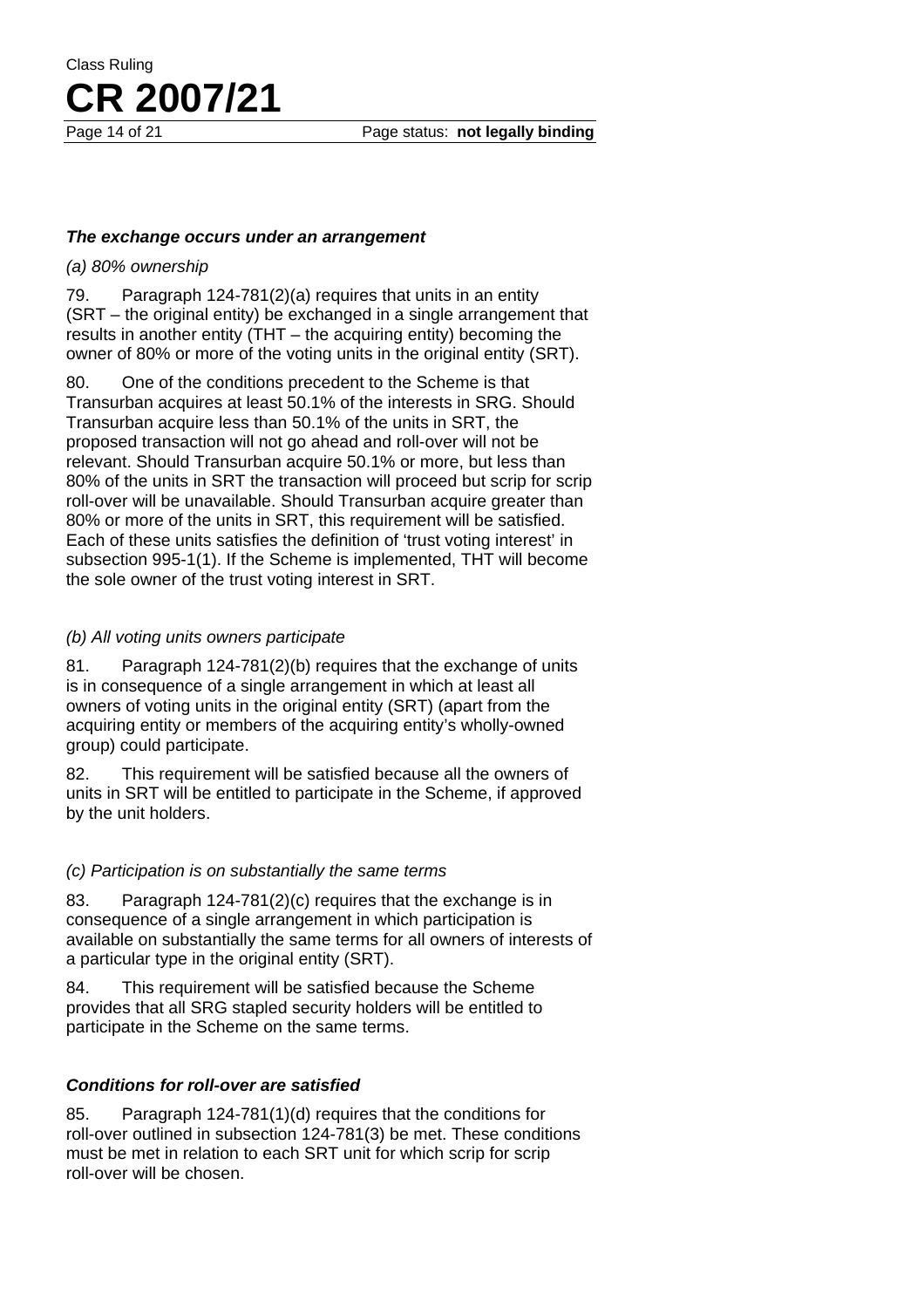### *The exchange occurs under an arrangement*

*(a) 80% ownership*

79. Paragraph 124-781(2)(a) requires that units in an entity (SRT – the original entity) be exchanged in a single arrangement that results in another entity (THT – the acquiring entity) becoming the owner of 80% or more of the voting units in the original entity (SRT).

80. One of the conditions precedent to the Scheme is that Transurban acquires at least 50.1% of the interests in SRG. Should Transurban acquire less than 50.1% of the units in SRT, the proposed transaction will not go ahead and roll-over will not be relevant. Should Transurban acquire 50.1% or more, but less than 80% of the units in SRT the transaction will proceed but scrip for scrip roll-over will be unavailable. Should Transurban acquire greater than 80% or more of the units in SRT, this requirement will be satisfied. Each of these units satisfies the definition of 'trust voting interest' in subsection 995-1(1). If the Scheme is implemented, THT will become the sole owner of the trust voting interest in SRT.

*(b) All voting units owners participate*

81. Paragraph 124-781(2)(b) requires that the exchange of units is in consequence of a single arrangement in which at least all owners of voting units in the original entity (SRT) (apart from the acquiring entity or members of the acquiring entity's wholly-owned group) could participate.

82. This requirement will be satisfied because all the owners of units in SRT will be entitled to participate in the Scheme, if approved by the unit holders.

*(c) Participation is on substantially the same terms*

83. Paragraph 124-781(2)(c) requires that the exchange is in consequence of a single arrangement in which participation is available on substantially the same terms for all owners of interests of a particular type in the original entity (SRT).

84. This requirement will be satisfied because the Scheme provides that all SRG stapled security holders will be entitled to participate in the Scheme on the same terms.

### *Conditions for roll-over are satisfied*

85. Paragraph 124-781(1)(d) requires that the conditions for roll-over outlined in subsection 124-781(3) be met. These conditions must be met in relation to each SRT unit for which scrip for scrip roll-over will be chosen.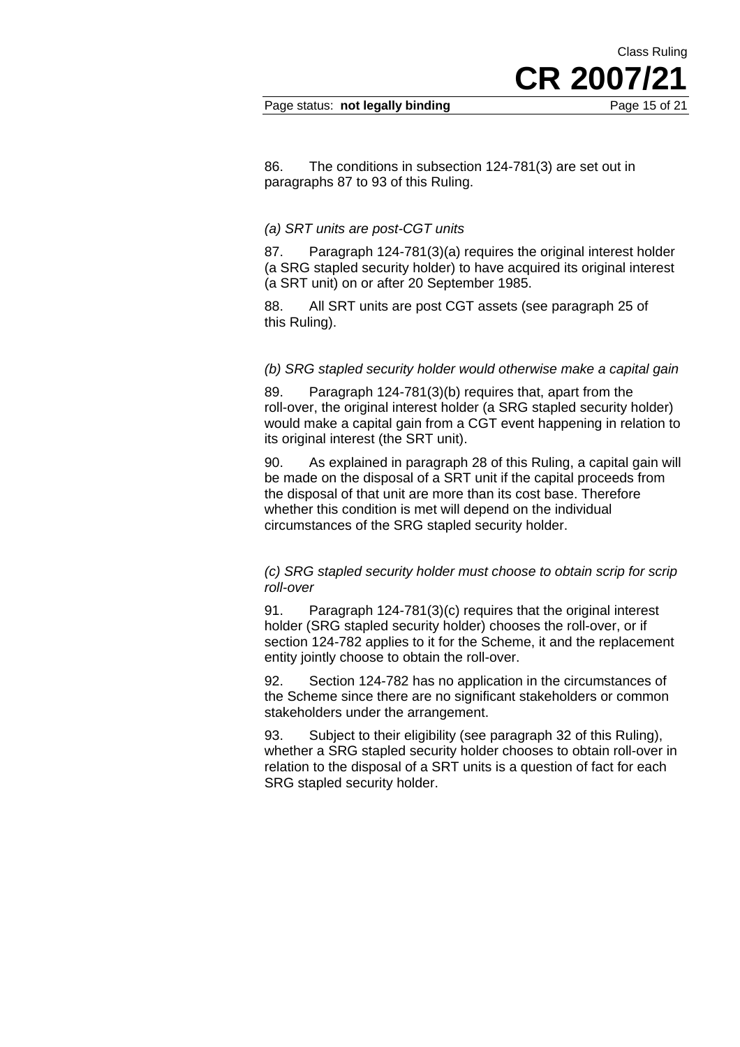86. The conditions in subsection 124-781(3) are set out in paragraphs 87 to 93 of this Ruling.

*(a) SRT units are post-CGT units*

87. Paragraph 124-781(3)(a) requires the original interest holder (a SRG stapled security holder) to have acquired its original interest (a SRT unit) on or after 20 September 1985.

88. All SRT units are post CGT assets (see paragraph 25 of this Ruling).

*(b) SRG stapled security holder would otherwise make a capital gain*

89. Paragraph 124-781(3)(b) requires that, apart from the roll-over, the original interest holder (a SRG stapled security holder) would make a capital gain from a CGT event happening in relation to its original interest (the SRT unit).

90. As explained in paragraph 28 of this Ruling, a capital gain will be made on the disposal of a SRT unit if the capital proceeds from the disposal of that unit are more than its cost base. Therefore whether this condition is met will depend on the individual circumstances of the SRG stapled security holder.

*(c) SRG stapled security holder must choose to obtain scrip for scrip roll-over*

91. Paragraph 124-781(3)(c) requires that the original interest holder (SRG stapled security holder) chooses the roll-over, or if section 124-782 applies to it for the Scheme, it and the replacement entity jointly choose to obtain the roll-over.

92. Section 124-782 has no application in the circumstances of the Scheme since there are no significant stakeholders or common stakeholders under the arrangement.

93. Subject to their eligibility (see paragraph 32 of this Ruling), whether a SRG stapled security holder chooses to obtain roll-over in relation to the disposal of a SRT units is a question of fact for each SRG stapled security holder.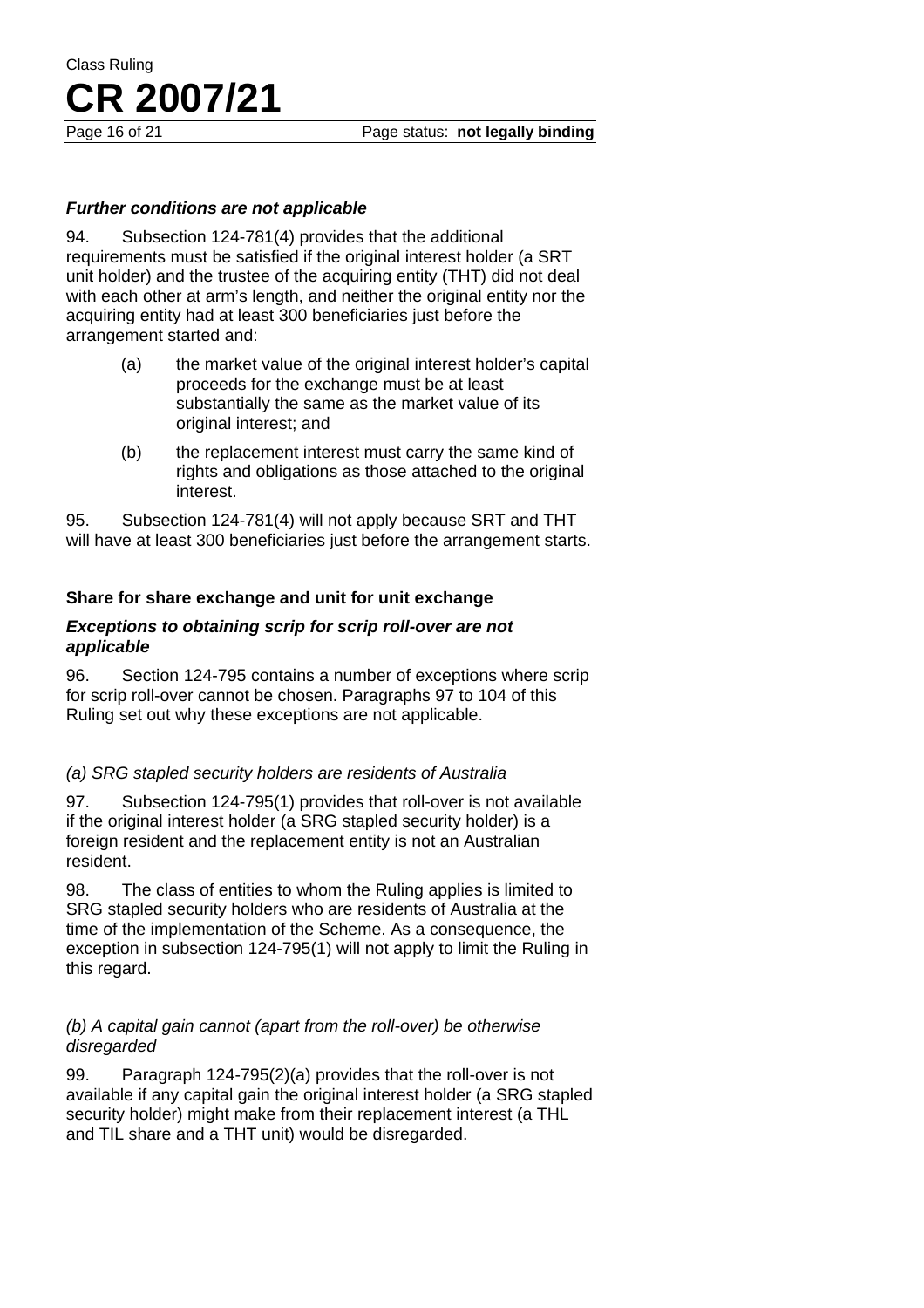***Further conditions are not applicable***

94. Subsection 124-781(4) provides that the additional requirements must be satisfied if the original interest holder (a SRT unit holder) and the trustee of the acquiring entity (THT) did not deal with each other at arm's length, and neither the original entity nor the acquiring entity had at least 300 beneficiaries just before the arrangement started and:

(a) the market value of the original interest holder's capital proceeds for the exchange must be at least substantially the same as the market value of its original interest; and

(b) the replacement interest must carry the same kind of rights and obligations as those attached to the original interest.

95. Subsection 124-781(4) will not apply because SRT and THT will have at least 300 beneficiaries just before the arrangement starts.

**Share for share exchange and unit for unit exchange**

***Exceptions to obtaining scrip for scrip roll-over are not applicable***

96. Section 124-795 contains a number of exceptions where scrip for scrip roll-over cannot be chosen. Paragraphs 97 to 104 of this Ruling set out why these exceptions are not applicable.

*(a) SRG stapled security holders are residents of Australia*

97. Subsection 124-795(1) provides that roll-over is not available if the original interest holder (a SRG stapled security holder) is a foreign resident and the replacement entity is not an Australian resident.

98. The class of entities to whom the Ruling applies is limited to SRG stapled security holders who are residents of Australia at the time of the implementation of the Scheme. As a consequence, the exception in subsection 124-795(1) will not apply to limit the Ruling in this regard.

*(b) A capital gain cannot (apart from the roll-over) be otherwise disregarded*

99. Paragraph 124-795(2)(a) provides that the roll-over is not available if any capital gain the original interest holder (a SRG stapled security holder) might make from their replacement interest (a THL and TIL share and a THT unit) would be disregarded.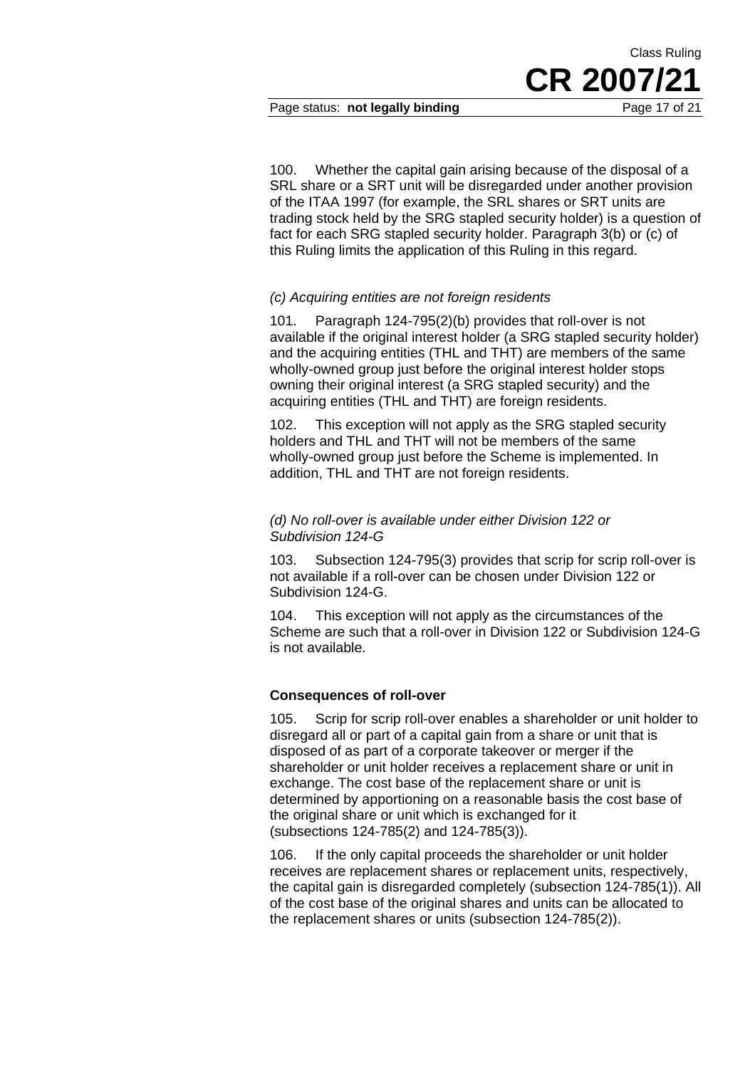100. Whether the capital gain arising because of the disposal of a SRL share or a SRT unit will be disregarded under another provision of the ITAA 1997 (for example, the SRL shares or SRT units are trading stock held by the SRG stapled security holder) is a question of fact for each SRG stapled security holder. Paragraph 3(b) or (c) of this Ruling limits the application of this Ruling in this regard.

*(c) Acquiring entities are not foreign residents*

101. Paragraph 124-795(2)(b) provides that roll-over is not available if the original interest holder (a SRG stapled security holder) and the acquiring entities (THL and THT) are members of the same wholly-owned group just before the original interest holder stops owning their original interest (a SRG stapled security) and the acquiring entities (THL and THT) are foreign residents.

102. This exception will not apply as the SRG stapled security holders and THL and THT will not be members of the same wholly-owned group just before the Scheme is implemented. In addition, THL and THT are not foreign residents.

*(d) No roll-over is available under either Division 122 or Subdivision 124-G*

103. Subsection 124-795(3) provides that scrip for scrip roll-over is not available if a roll-over can be chosen under Division 122 or Subdivision 124-G.

104. This exception will not apply as the circumstances of the Scheme are such that a roll-over in Division 122 or Subdivision 124-G is not available.

**Consequences of roll-over**

105. Scrip for scrip roll-over enables a shareholder or unit holder to disregard all or part of a capital gain from a share or unit that is disposed of as part of a corporate takeover or merger if the shareholder or unit holder receives a replacement share or unit in exchange. The cost base of the replacement share or unit is determined by apportioning on a reasonable basis the cost base of the original share or unit which is exchanged for it (subsections 124-785(2) and 124-785(3)).

106. If the only capital proceeds the shareholder or unit holder receives are replacement shares or replacement units, respectively, the capital gain is disregarded completely (subsection 124-785(1)). All of the cost base of the original shares and units can be allocated to the replacement shares or units (subsection 124-785(2)).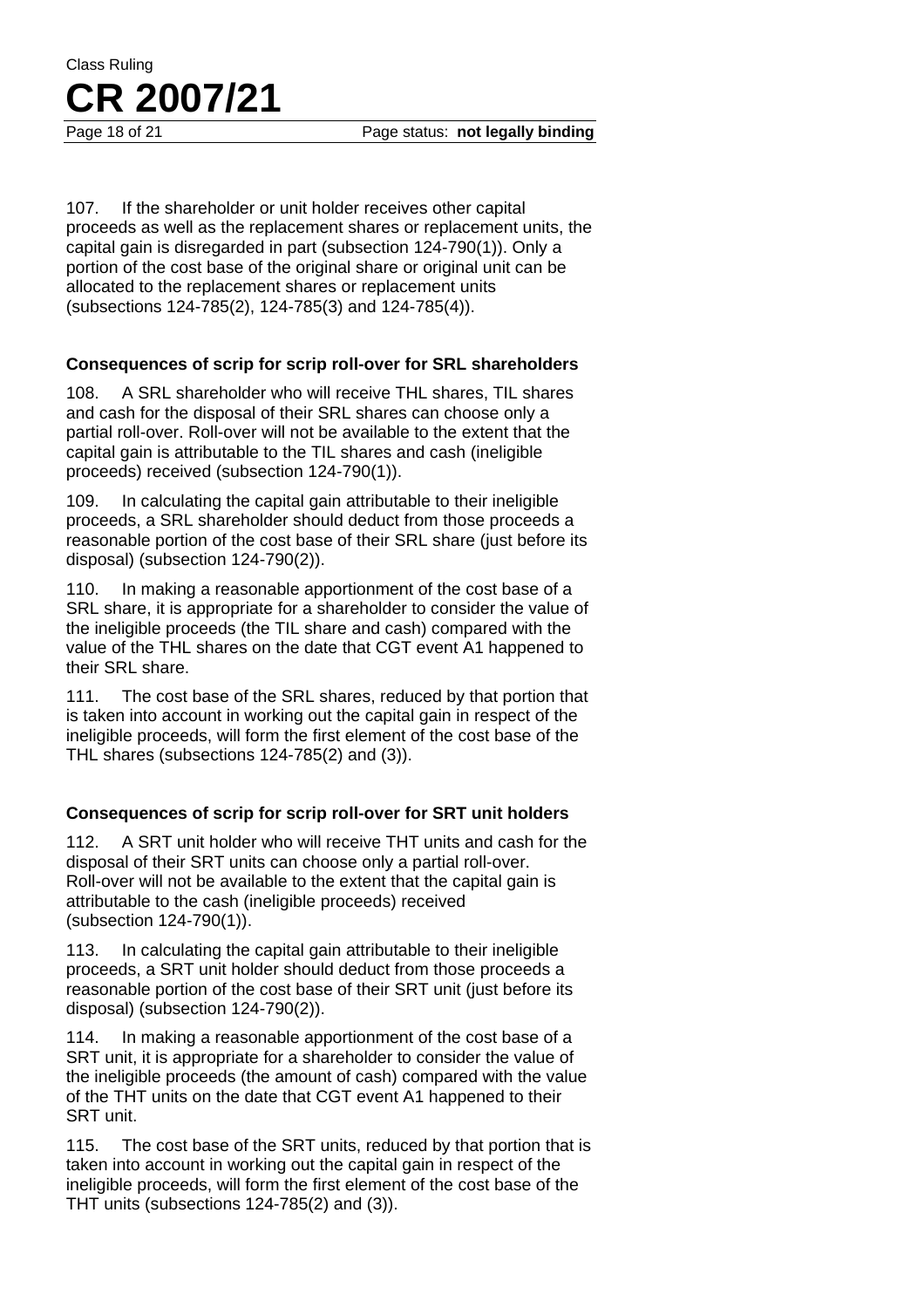107. If the shareholder or unit holder receives other capital proceeds as well as the replacement shares or replacement units, the capital gain is disregarded in part (subsection 124-790(1)). Only a portion of the cost base of the original share or original unit can be allocated to the replacement shares or replacement units (subsections 124-785(2), 124-785(3) and 124-785(4)).

### Consequences of scrip for scrip roll-over for SRL shareholders

108. A SRL shareholder who will receive THL shares, TIL shares and cash for the disposal of their SRL shares can choose only a partial roll-over. Roll-over will not be available to the extent that the capital gain is attributable to the TIL shares and cash (ineligible proceeds) received (subsection 124-790(1)).

109. In calculating the capital gain attributable to their ineligible proceeds, a SRL shareholder should deduct from those proceeds a reasonable portion of the cost base of their SRL share (just before its disposal) (subsection 124-790(2)).

110. In making a reasonable apportionment of the cost base of a SRL share, it is appropriate for a shareholder to consider the value of the ineligible proceeds (the TIL share and cash) compared with the value of the THL shares on the date that CGT event A1 happened to their SRL share.

111. The cost base of the SRL shares, reduced by that portion that is taken into account in working out the capital gain in respect of the ineligible proceeds, will form the first element of the cost base of the THL shares (subsections 124-785(2) and (3)).

### Consequences of scrip for scrip roll-over for SRT unit holders

112. A SRT unit holder who will receive THT units and cash for the disposal of their SRT units can choose only a partial roll-over. Roll-over will not be available to the extent that the capital gain is attributable to the cash (ineligible proceeds) received (subsection 124-790(1)).

113. In calculating the capital gain attributable to their ineligible proceeds, a SRT unit holder should deduct from those proceeds a reasonable portion of the cost base of their SRT unit (just before its disposal) (subsection 124-790(2)).

114. In making a reasonable apportionment of the cost base of a SRT unit, it is appropriate for a shareholder to consider the value of the ineligible proceeds (the amount of cash) compared with the value of the THT units on the date that CGT event A1 happened to their SRT unit.

115. The cost base of the SRT units, reduced by that portion that is taken into account in working out the capital gain in respect of the ineligible proceeds, will form the first element of the cost base of the THT units (subsections 124-785(2) and (3)).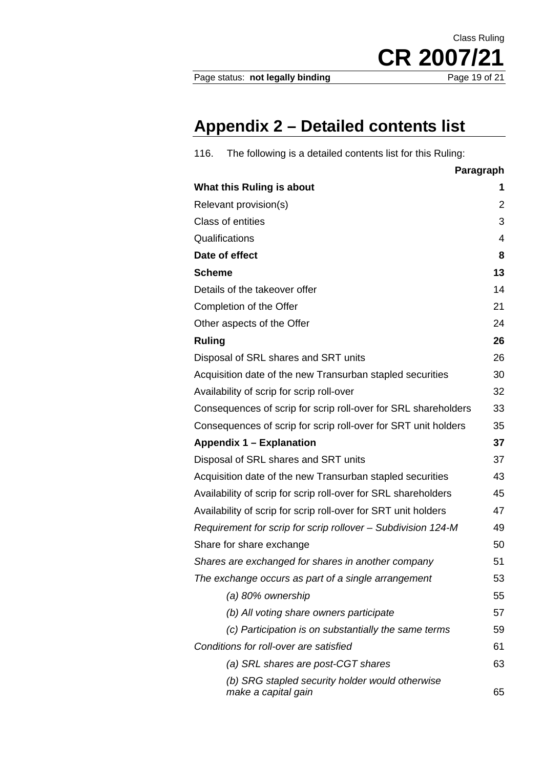# Appendix 2 – Detailed contents list

116. The following is a detailed contents list for this Ruling:

| | Paragraph |
|---|---|
| **What this Ruling is about** | **1** |
| Relevant provision(s) | 2 |
| Class of entities | 3 |
| Qualifications | 4 |
| **Date of effect** | **8** |
| **Scheme** | **13** |
| Details of the takeover offer | 14 |
| Completion of the Offer | 21 |
| Other aspects of the Offer | 24 |
| **Ruling** | **26** |
| Disposal of SRL shares and SRT units | 26 |
| Acquisition date of the new Transurban stapled securities | 30 |
| Availability of scrip for scrip roll-over | 32 |
| Consequences of scrip for scrip roll-over for SRL shareholders | 33 |
| Consequences of scrip for scrip roll-over for SRT unit holders | 35 |
| **Appendix 1 – Explanation** | **37** |
| Disposal of SRL shares and SRT units | 37 |
| Acquisition date of the new Transurban stapled securities | 43 |
| Availability of scrip for scrip roll-over for SRL shareholders | 45 |
| Availability of scrip for scrip roll-over for SRT unit holders | 47 |
| *Requirement for scrip for scrip rollover – Subdivision 124-M* | 49 |
| Share for share exchange | 50 |
| *Shares are exchanged for shares in another company* | 51 |
| *The exchange occurs as part of a single arrangement* | 53 |
| *(a) 80% ownership* | 55 |
| *(b) All voting share owners participate* | 57 |
| *(c) Participation is on substantially the same terms* | 59 |
| *Conditions for roll-over are satisfied* | 61 |
| *(a) SRL shares are post-CGT shares* | 63 |
| *(b) SRG stapled security holder would otherwise make a capital gain* | 65 |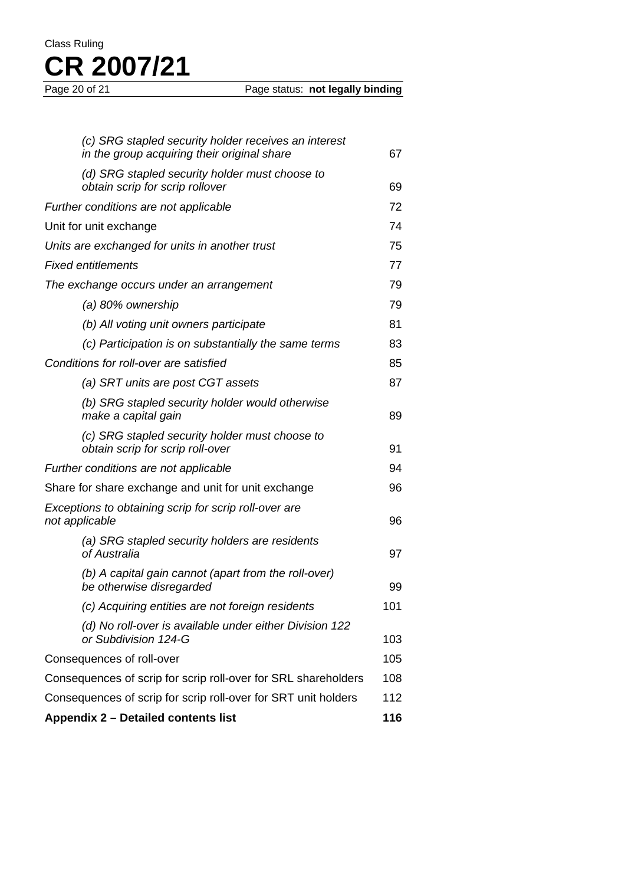| | |
|---|---|
| *(c) SRG stapled security holder receives an interest in the group acquiring their original share* | 67 |
| *(d) SRG stapled security holder must choose to obtain scrip for scrip rollover* | 69 |
| *Further conditions are not applicable* | 72 |
| Unit for unit exchange | 74 |
| *Units are exchanged for units in another trust* | 75 |
| *Fixed entitlements* | 77 |
| *The exchange occurs under an arrangement* | 79 |
| *(a) 80% ownership* | 79 |
| *(b) All voting unit owners participate* | 81 |
| *(c) Participation is on substantially the same terms* | 83 |
| *Conditions for roll-over are satisfied* | 85 |
| *(a) SRT units are post CGT assets* | 87 |
| *(b) SRG stapled security holder would otherwise make a capital gain* | 89 |
| *(c) SRG stapled security holder must choose to obtain scrip for scrip roll-over* | 91 |
| *Further conditions are not applicable* | 94 |
| Share for share exchange and unit for unit exchange | 96 |
| *Exceptions to obtaining scrip for scrip roll-over are not applicable* | 96 |
| *(a) SRG stapled security holders are residents of Australia* | 97 |
| *(b) A capital gain cannot (apart from the roll-over) be otherwise disregarded* | 99 |
| *(c) Acquiring entities are not foreign residents* | 101 |
| *(d) No roll-over is available under either Division 122 or Subdivision 124-G* | 103 |
| Consequences of roll-over | 105 |
| Consequences of scrip for scrip roll-over for SRL shareholders | 108 |
| Consequences of scrip for scrip roll-over for SRT unit holders | 112 |
| **Appendix 2 – Detailed contents list** | **116** |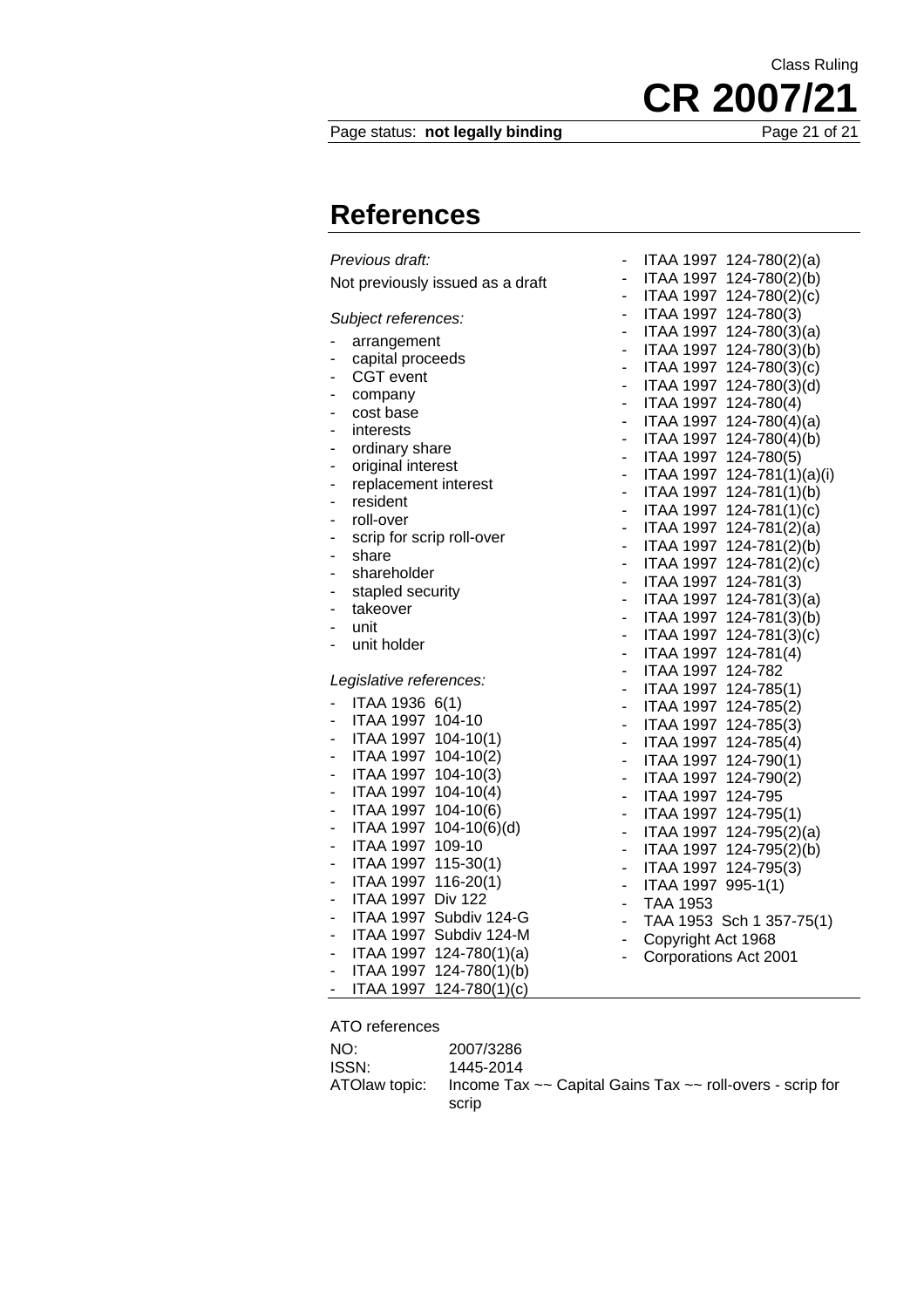## References

*Previous draft:*

Not previously issued as a draft

*Subject references:*

- arrangement
- capital proceeds
- CGT event
- company
- cost base
- interests
- ordinary share
- original interest
- replacement interest
- resident
- roll-over
- scrip for scrip roll-over
- share
- shareholder
- stapled security
- takeover
- unit
- unit holder

*Legislative references:*

- ITAA 1936 6(1)
- ITAA 1997 104-10
- ITAA 1997 104-10(1)
- ITAA 1997 104-10(2)
- ITAA 1997 104-10(3)
- ITAA 1997 104-10(4)
- ITAA 1997 104-10(6)
- ITAA 1997 104-10(6)(d)
- ITAA 1997 109-10
- ITAA 1997 115-30(1)
- ITAA 1997 116-20(1)
- ITAA 1997 Div 122
- ITAA 1997 Subdiv 124-G
- ITAA 1997 Subdiv 124-M
- ITAA 1997 124-780(1)(a)
- ITAA 1997 124-780(1)(b)
- ITAA 1997 124-780(1)(c)
- ITAA 1997 124-780(2)(a)
- ITAA 1997 124-780(2)(b)
- ITAA 1997 124-780(2)(c)
- ITAA 1997 124-780(3)
- ITAA 1997 124-780(3)(a)
- ITAA 1997 124-780(3)(b)
- ITAA 1997 124-780(3)(c)
- ITAA 1997 124-780(3)(d)
- ITAA 1997 124-780(4)
- ITAA 1997 124-780(4)(a)
- ITAA 1997 124-780(4)(b)
- ITAA 1997 124-780(5)
- ITAA 1997 124-781(1)(a)(i)
- ITAA 1997 124-781(1)(b)
- ITAA 1997 124-781(1)(c)
- ITAA 1997 124-781(2)(a)
- ITAA 1997 124-781(2)(b)
- ITAA 1997 124-781(2)(c)
- ITAA 1997 124-781(3)
- ITAA 1997 124-781(3)(a)
- ITAA 1997 124-781(3)(b)
- ITAA 1997 124-781(3)(c)
- ITAA 1997 124-781(4)
- ITAA 1997 124-782
- ITAA 1997 124-785(1)
- ITAA 1997 124-785(2)
- ITAA 1997 124-785(3)
- ITAA 1997 124-785(4)
- ITAA 1997 124-790(1)
- ITAA 1997 124-790(2)
- ITAA 1997 124-795
- ITAA 1997 124-795(1)
- ITAA 1997 124-795(2)(a)
- ITAA 1997 124-795(2)(b)
- ITAA 1997 124-795(3)
- ITAA 1997 995-1(1)
- TAA 1953
- TAA 1953 Sch 1 357-75(1)
- Copyright Act 1968
- Corporations Act 2001

ATO references

| | |
|---|---|
| NO: | 2007/3286 |
| ISSN: | 1445-2014 |
| ATOlaw topic: | Income Tax ~~ Capital Gains Tax ~~ roll-overs - scrip for scrip |